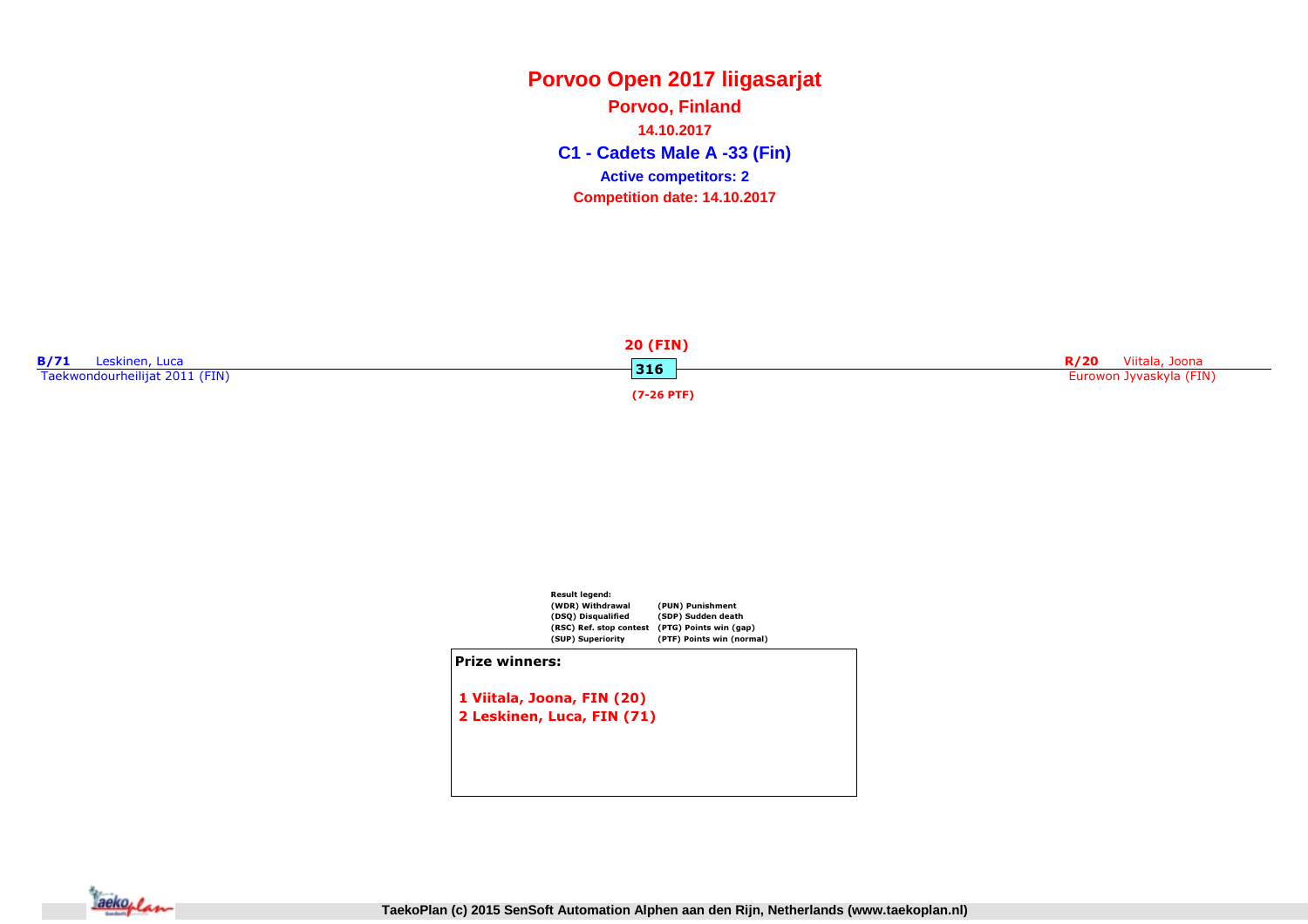# Porvoo Open 2017 liigasarjat

## Porvoo, Finland

**14.10.2017**

## C1 - Cadets Male A -33 (Fin)

**Active competitors: 2**

**Competition date: 14.10.2017**

**B/71** Leskinen, Luca
Taekwondourheilijat 2011 (FIN)

**20 (FIN)**
**316**
**(7-26 PTF)**

**R/20** Viitala, Joona
Eurowon Jyvaskyla (FIN)

**Result legend:**

| | |
|---|---|
| (WDR) Withdrawal | (PUN) Punishment |
| (DSQ) Disqualified | (SDP) Sudden death |
| (RSC) Ref. stop contest | (PTG) Points win (gap) |
| (SUP) Superiority | (PTF) Points win (normal) |

**Prize winners:**

1 Viitala, Joona, FIN (20)
2 Leskinen, Luca, FIN (71)

TaekoPlan (c) 2015 SenSoft Automation Alphen aan den Rijn, Netherlands (www.taekoplan.nl)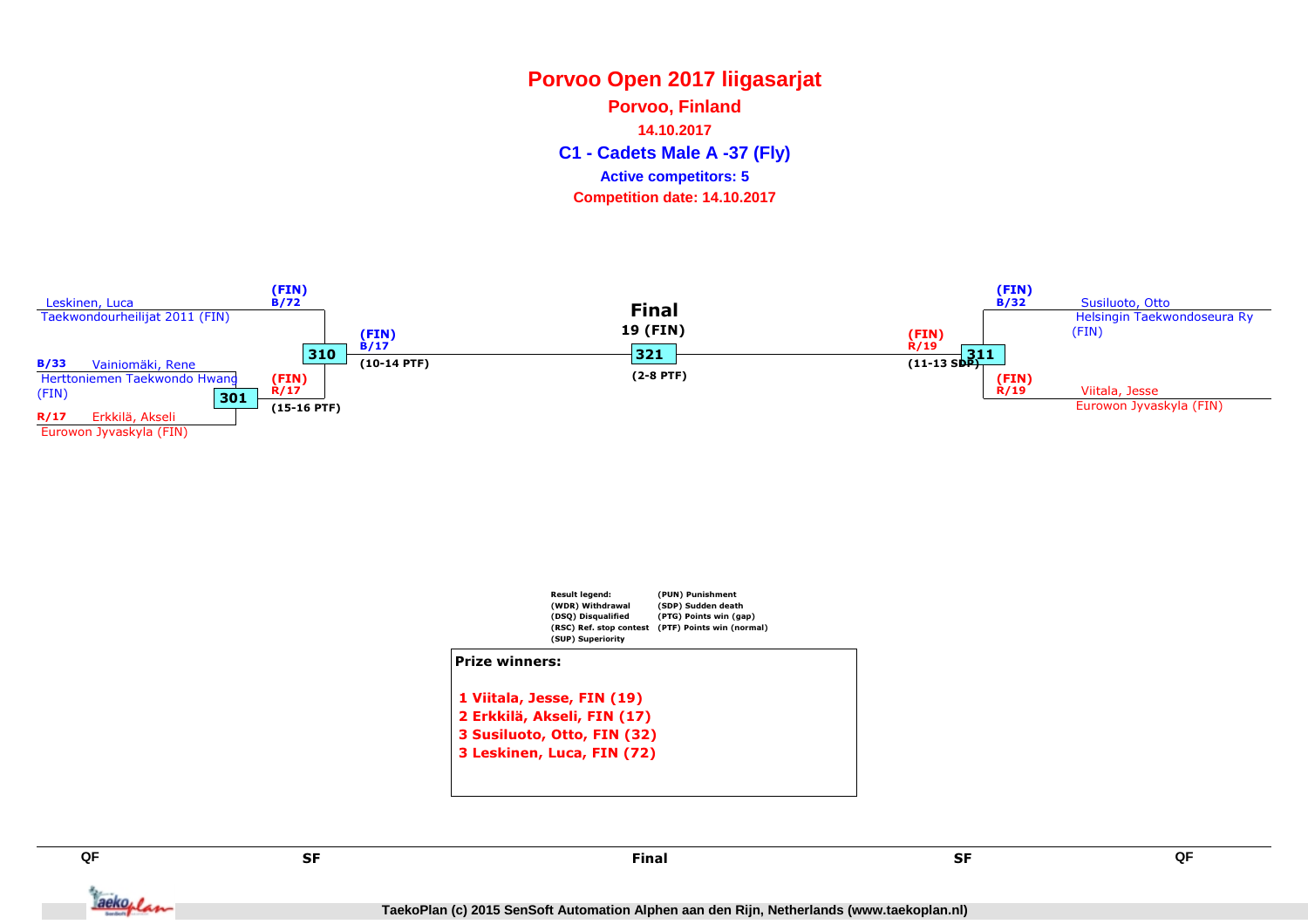# Porvoo Open 2017 liigasarjat

**Porvoo, Finland**

**14.10.2017**

## C1 - Cadets Male A -37 (Fly)

**Active competitors: 5**

**Competition date: 14.10.2017**

Leskinen, Luca
Taekwondourheilijat 2011 (FIN)
(FIN)
B/72

B/33 Vainiomäki, Rene
Herttoniemen Taekwondo Hwang
(FIN)

R/17 Erkkilä, Akseli
Eurowon Jyvaskyla (FIN)

301
(FIN)
R/17
(15-16 PTF)

310
(FIN)
B/17
(10-14 PTF)

**Final**
19 (FIN)
321
(2-8 PTF)

311
(FIN)
R/19
(11-13 SDP)

(FIN)
B/32
Susiluoto, Otto
Helsingin Taekwondoseura Ry
(FIN)

(FIN)
R/19
Viitala, Jesse
Eurowon Jyvaskyla (FIN)

Result legend:
(WDR) Withdrawal
(DSQ) Disqualified
(RSC) Ref. stop contest
(SUP) Superiority
(PUN) Punishment
(SDP) Sudden death
(PTG) Points win (gap)
(PTF) Points win (normal)

**Prize winners:**

1 Viitala, Jesse, FIN (19)
2 Erkkilä, Akseli, FIN (17)
3 Susiluoto, Otto, FIN (32)
3 Leskinen, Luca, FIN (72)

QF | SF | Final | SF | QF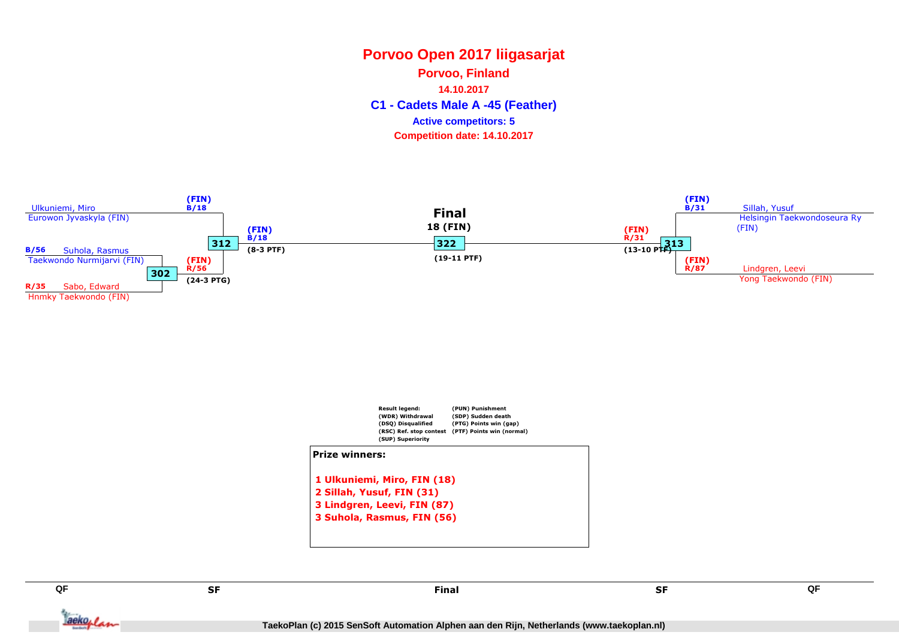# Porvoo Open 2017 liigasarjat

## Porvoo, Finland

**14.10.2017**

## C1 - Cadets Male A -45 (Feather)

**Active competitors: 5**

**Competition date: 14.10.2017**

Ulkuniemi, Miro
Eurowon Jyvaskyla (FIN)

(FIN) B/18

B/56 Suhola, Rasmus
Taekwondo Nurmijarvi (FIN)

302

R/35 Sabo, Edward
Hnmky Taekwondo (FIN)

(FIN) R/56
(24-3 PTG)

312

(FIN) B/18
(8-3 PTF)

**Final**
**18 (FIN)**

322

(19-11 PTF)

(FIN) R/31
(13-10 PTF)

313

(FIN) B/31

Sillah, Yusuf
Helsingin Taekwondoseura Ry (FIN)

(FIN) R/87

Lindgren, Leevi
Yong Taekwondo (FIN)

**Result legend:**
(WDR) Withdrawal
(DSQ) Disqualified
(RSC) Ref. stop contest
(SUP) Superiority
(PUN) Punishment
(SDP) Sudden death
(PTG) Points win (gap)
(PTF) Points win (normal)

**Prize winners:**

1 Ulkuniemi, Miro, FIN (18)
2 Sillah, Yusuf, FIN (31)
3 Lindgren, Leevi, FIN (87)
3 Suhola, Rasmus, FIN (56)

QF | SF | Final | SF | QF

TaekoPlan (c) 2015 SenSoft Automation Alphen aan den Rijn, Netherlands (www.taekoplan.nl)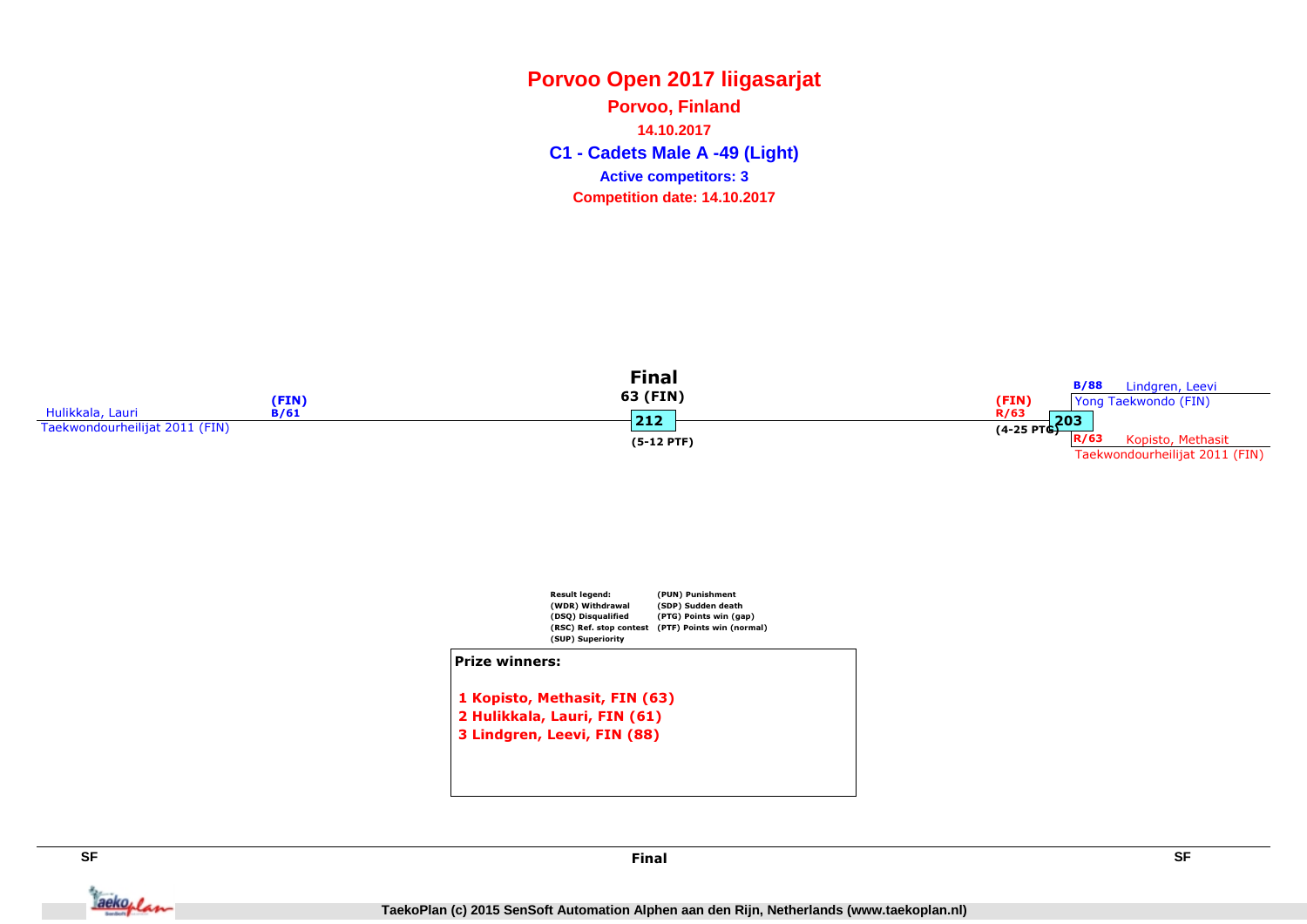# Porvoo Open 2017 liigasarjat

**Porvoo, Finland**

**14.10.2017**

## C1 - Cadets Male A -49 (Light)

**Active competitors: 3**

**Competition date: 14.10.2017**

**Final**

63 (FIN)

212

(5-12 PTF)

Hulikkala, Lauri (FIN) B/61
Taekwondourheilijat 2011 (FIN)

(FIN) R/63
(4-25 PTG)

203

B/88 Lindgren, Leevi
Yong Taekwondo (FIN)

R/63 Kopisto, Methasit
Taekwondourheilijat 2011 (FIN)

| Result legend: | (PUN) Punishment |
|---|---|
| (WDR) Withdrawal | (SDP) Sudden death |
| (DSQ) Disqualified | (PTG) Points win (gap) |
| (RSC) Ref. stop contest | (PTF) Points win (normal) |
| (SUP) Superiority | |

**Prize winners:**

1 Kopisto, Methasit, FIN (63)
2 Hulikkala, Lauri, FIN (61)
3 Lindgren, Leevi, FIN (88)

SF | Final | SF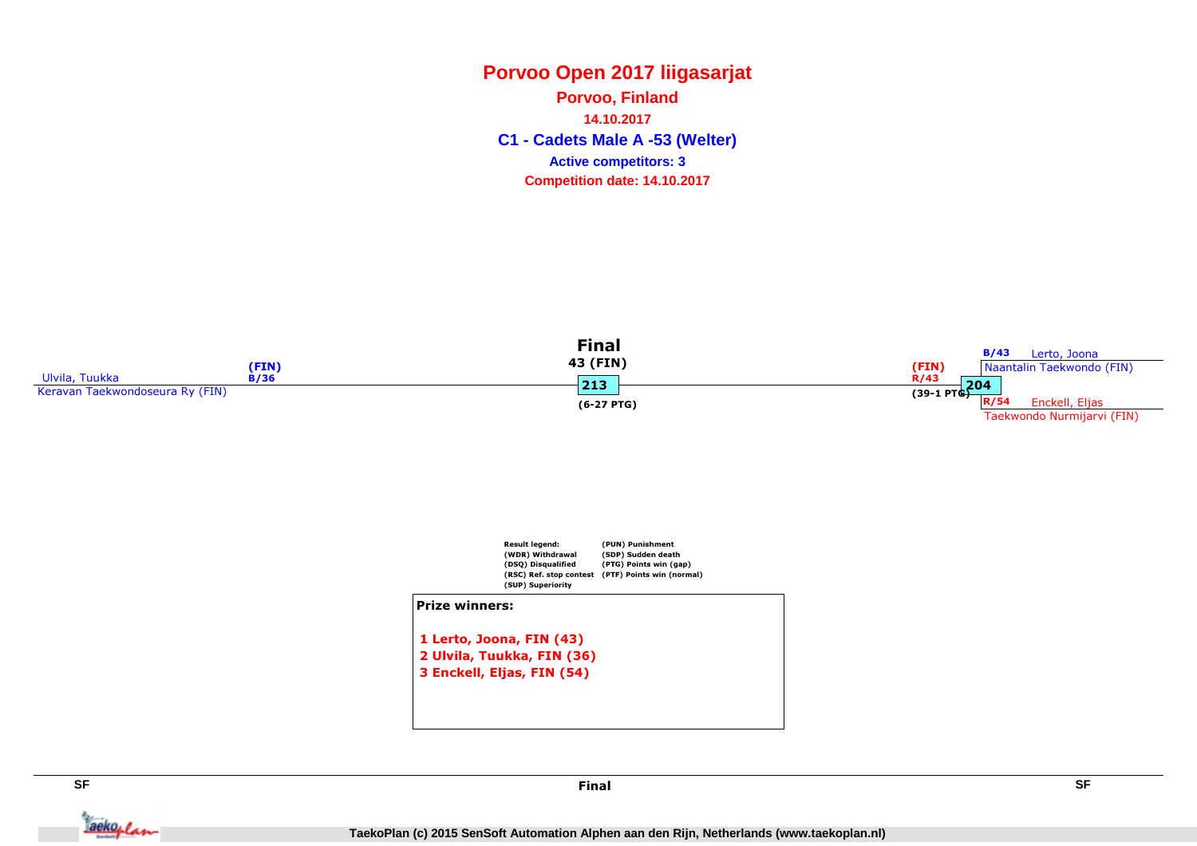# Porvoo Open 2017 liigasarjat

**Porvoo, Finland**

**14.10.2017**

## C1 - Cadets Male A -53 (Welter)

**Active competitors: 3**

**Competition date: 14.10.2017**

**Final**

43 (FIN)

213

(6-27 PTG)

Ulvila, Tuukka
Keravan Taekwondoseura Ry (FIN)
(FIN)
B/36

(FIN)
R/43
204
(39-1 PTG)

B/43 Lerto, Joona
Naantalin Taekwondo (FIN)

R/54 Enckell, Eljas
Taekwondo Nurmijarvi (FIN)

| Result legend: | (PUN) Punishment |
|---|---|
| (WDR) Withdrawal | (SDP) Sudden death |
| (DSQ) Disqualified | (PTG) Points win (gap) |
| (RSC) Ref. stop contest | (PTF) Points win (normal) |
| (SUP) Superiority | |

**Prize winners:**

1 Lerto, Joona, FIN (43)
2 Ulvila, Tuukka, FIN (36)
3 Enckell, Eljas, FIN (54)

SF | Final | SF

TaekoPlan (c) 2015 SenSoft Automation Alphen aan den Rijn, Netherlands (www.taekoplan.nl)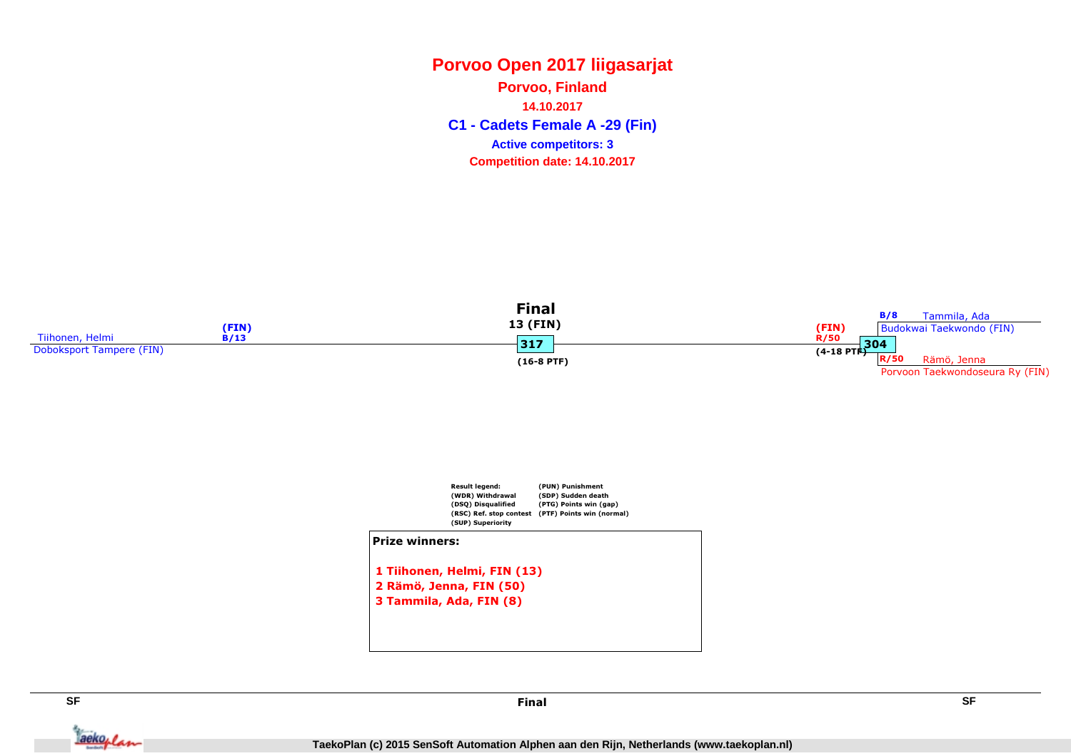# Porvoo Open 2017 liigasarjat

**Porvoo, Finland**

**14.10.2017**

## C1 - Cadets Female A -29 (Fin)

**Active competitors: 3**

**Competition date: 14.10.2017**

**Final**

13 (FIN)

317

(16-8 PTF)

Tiihonen, Helmi
Doboksport Tampere (FIN)
(FIN)
B/13

(FIN)
R/50
(4-18 PTF)
304

B/8 Tammila, Ada
Budokwai Taekwondo (FIN)

R/50 Rämö, Jenna
Porvoon Taekwondoseura Ry (FIN)

Result legend:
(WDR) Withdrawal
(DSQ) Disqualified
(RSC) Ref. stop contest
(SUP) Superiority
(PUN) Punishment
(SDP) Sudden death
(PTG) Points win (gap)
(PTF) Points win (normal)

**Prize winners:**

1. Tiihonen, Helmi, FIN (13)
2. Rämö, Jenna, FIN (50)
3. Tammila, Ada, FIN (8)

SF | Final | SF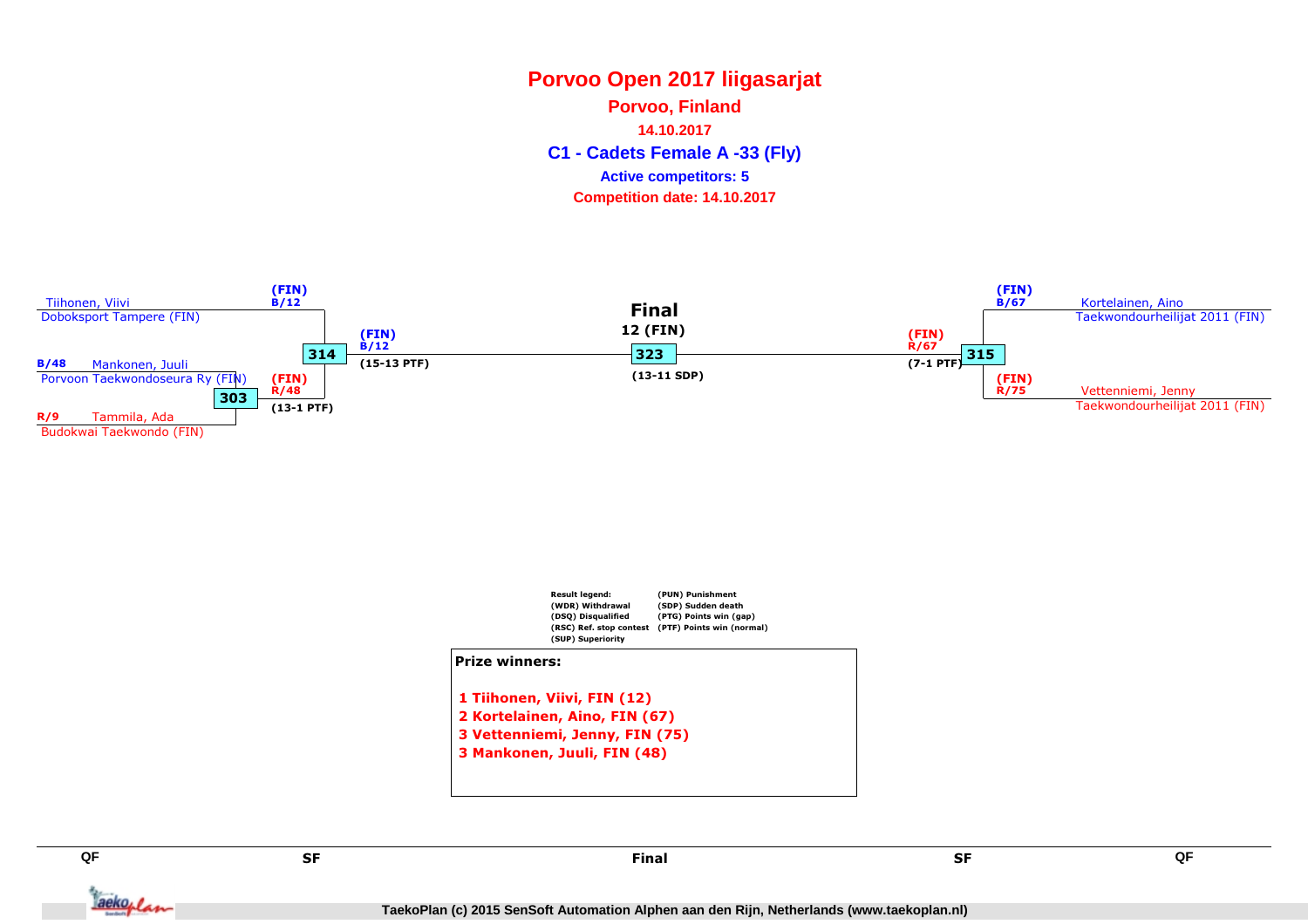# Porvoo Open 2017 liigasarjat

**Porvoo, Finland**

**14.10.2017**

## C1 - Cadets Female A -33 (Fly)

**Active competitors: 5**

**Competition date: 14.10.2017**

Tiihonen, Viivi
Doboksport Tampere (FIN)
(FIN) B/12

B/48 Mankonen, Juuli
Porvoon Taekwondoseura Ry (FIN)

R/9 Tammila, Ada
Budokwai Taekwondo (FIN)

303 — (FIN) R/48 (13-1 PTF)

314 — (FIN) B/12 (15-13 PTF)

**Final**
**12 (FIN)**
323 — (13-11 SDP)

315 — (FIN) R/67 (7-1 PTF)

(FIN) B/67 Kortelainen, Aino
Taekwondourheilijat 2011 (FIN)

(FIN) R/75 Vettenniemi, Jenny
Taekwondourheilijat 2011 (FIN)

Result legend:
(WDR) Withdrawal
(DSQ) Disqualified
(RSC) Ref. stop contest
(SUP) Superiority
(PUN) Punishment
(SDP) Sudden death
(PTG) Points win (gap)
(PTF) Points win (normal)

**Prize winners:**

1 Tiihonen, Viivi, FIN (12)
2 Kortelainen, Aino, FIN (67)
3 Vettenniemi, Jenny, FIN (75)
3 Mankonen, Juuli, FIN (48)

QF SF Final SF QF

TaekoPlan (c) 2015 SenSoft Automation Alphen aan den Rijn, Netherlands (www.taekoplan.nl)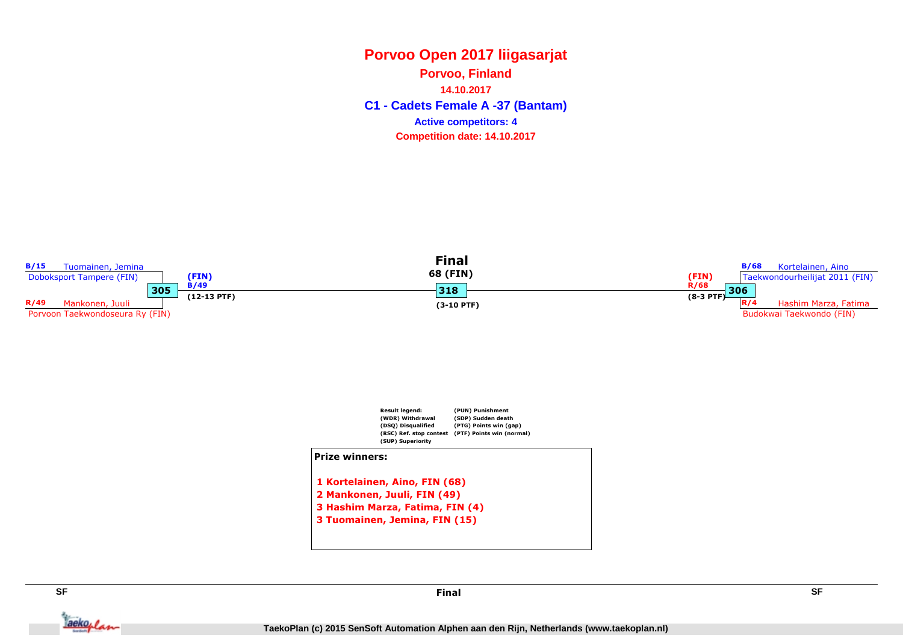# Porvoo Open 2017 liigasarjat

**Porvoo, Finland**

**14.10.2017**

## C1 - Cadets Female A -37 (Bantam)

**Active competitors: 4**

**Competition date: 14.10.2017**

### SF

B/15 Tuomainen, Jemina
Doboksport Tampere (FIN)

305

R/49 Mankonen, Juuli
Porvoon Taekwondoseura Ry (FIN)

Winner: (FIN) B/49 (12-13 PTF)

### Final

68 (FIN)

318

(3-10 PTF)

### SF

B/68 Kortelainen, Aino
Taekwondourheilijat 2011 (FIN)

306

R/4 Hashim Marza, Fatima
Budokwai Taekwondo (FIN)

Winner: (FIN) R/68 (8-3 PTF)

**Result legend:**
- (WDR) Withdrawal
- (DSQ) Disqualified
- (RSC) Ref. stop contest
- (SUP) Superiority
- (PUN) Punishment
- (SDP) Sudden death
- (PTG) Points win (gap)
- (PTF) Points win (normal)

**Prize winners:**

1 Kortelainen, Aino, FIN (68)
2 Mankonen, Juuli, FIN (49)
3 Hashim Marza, Fatima, FIN (4)
3 Tuomainen, Jemina, FIN (15)

SF | Final | SF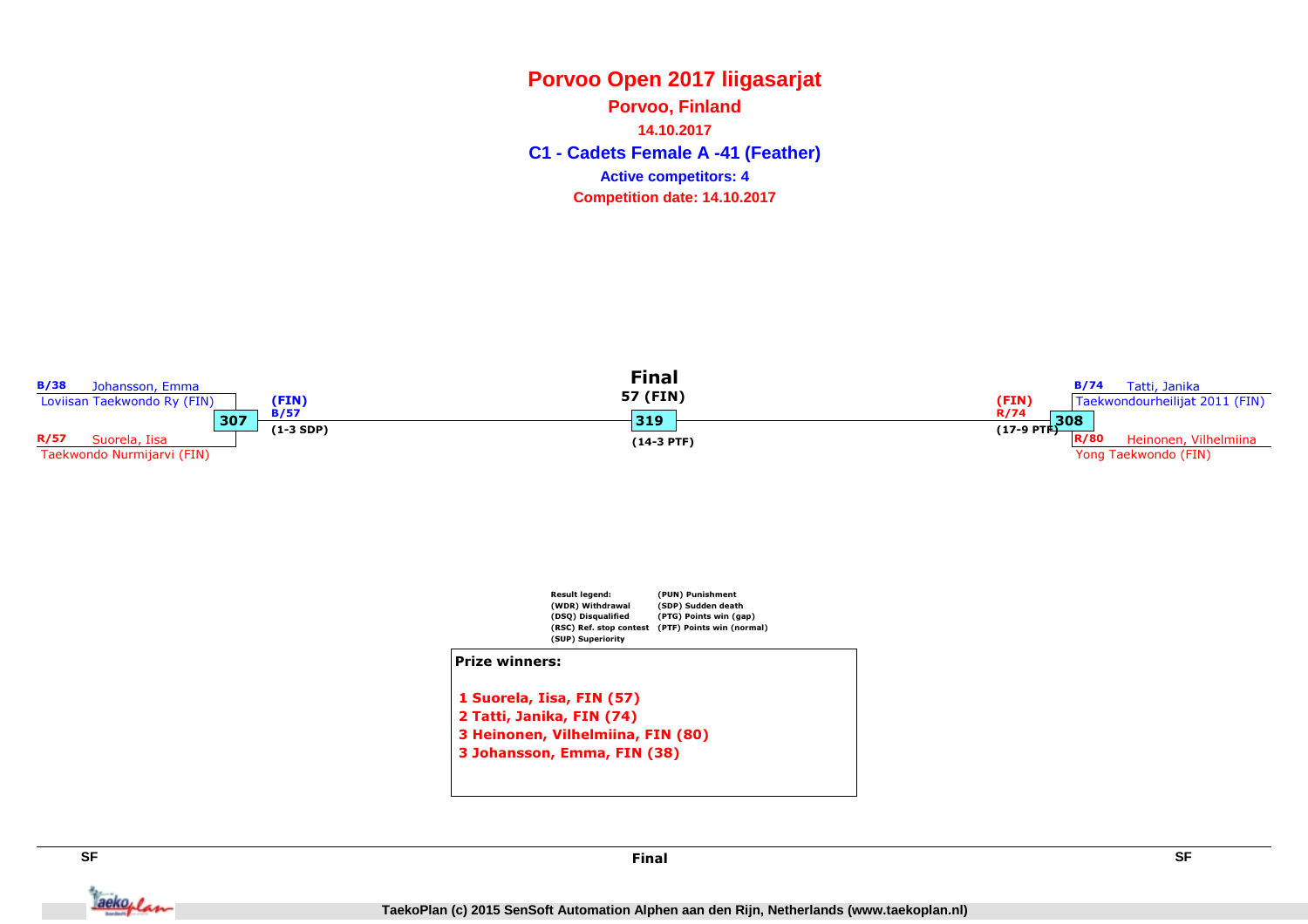# Porvoo Open 2017 liigasarjat

**Porvoo, Finland**

**14.10.2017**

## C1 - Cadets Female A -41 (Feather)

**Active competitors: 4**

**Competition date: 14.10.2017**

### SF (left)

B/38 Johansson, Emma
Loviisan Taekwondo Ry (FIN)

**307**

R/57 Suorela, Iisa
Taekwondo Nurmijarvi (FIN)

Winner: (FIN) B/57 (1-3 SDP)

### Final

57 (FIN)

**319**

(14-3 PTF)

### SF (right)

B/74 Tatti, Janika
Taekwondourheilijat 2011 (FIN)

**308**

R/80 Heinonen, Vilhelmiina
Yong Taekwondo (FIN)

Winner: (FIN) R/74 (17-9 PTF)

Result legend:
(WDR) Withdrawal
(DSQ) Disqualified
(RSC) Ref. stop contest
(SUP) Superiority
(PUN) Punishment
(SDP) Sudden death
(PTG) Points win (gap)
(PTF) Points win (normal)

**Prize winners:**

1. Suorela, Iisa, FIN (57)
2. Tatti, Janika, FIN (74)
3. Heinonen, Vilhelmiina, FIN (80)
3. Johansson, Emma, FIN (38)

SF — Final — SF

TaekoPlan (c) 2015 SenSoft Automation Alphen aan den Rijn, Netherlands (www.taekoplan.nl)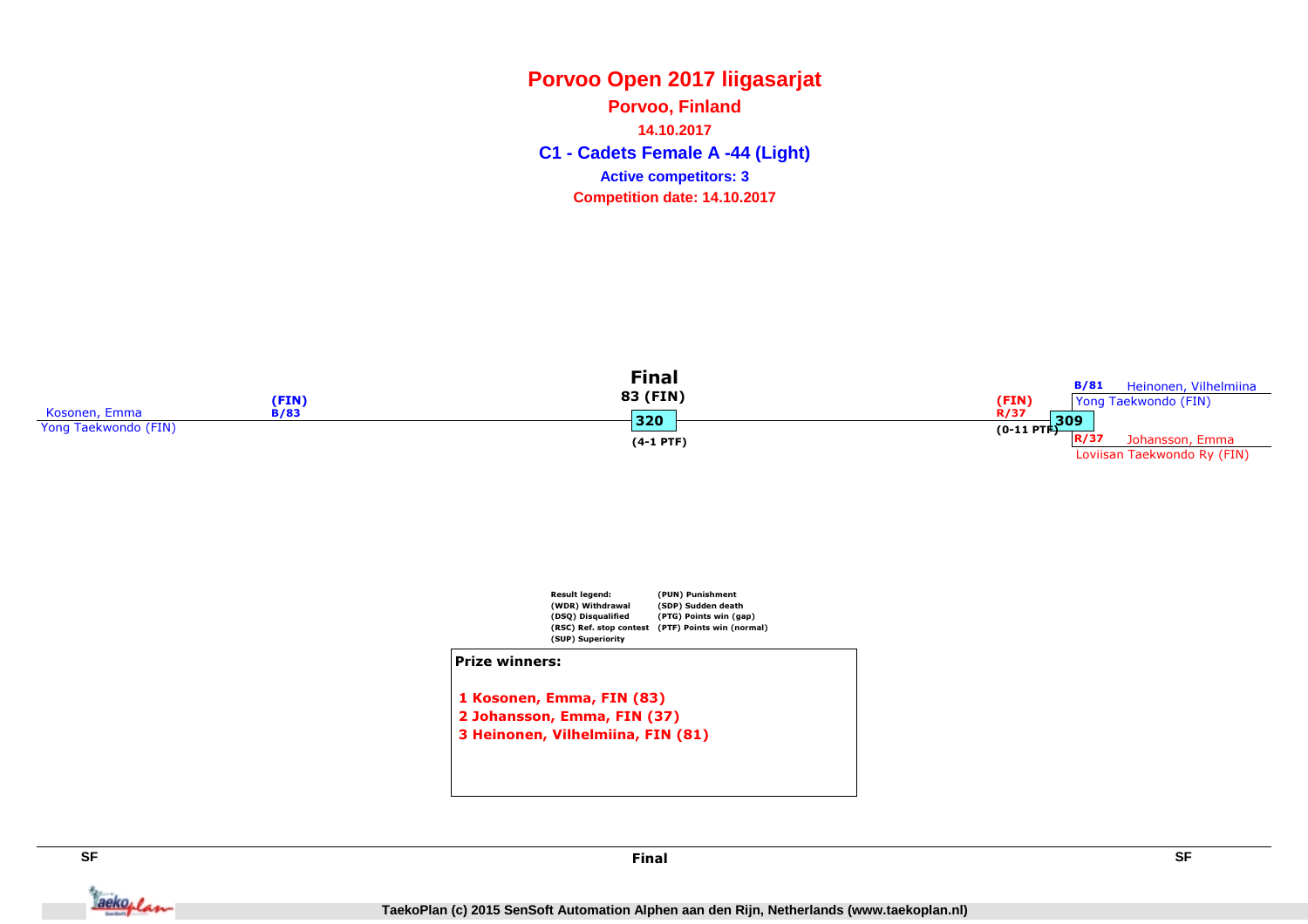# Porvoo Open 2017 liigasarjat

## Porvoo, Finland

**14.10.2017**

## C1 - Cadets Female A -44 (Light)

**Active competitors: 3**

**Competition date: 14.10.2017**

### Final

Kosonen, Emma
Yong Taekwondo (FIN)
(FIN)
B/83

83 (FIN)
320
(4-1 PTF)

(FIN)
R/37
(0-11 PTF)
309

B/81 Heinonen, Vilhelmiina
Yong Taekwondo (FIN)

R/37 Johansson, Emma
Loviisan Taekwondo Ry (FIN)

Result legend:
(WDR) Withdrawal
(DSQ) Disqualified
(RSC) Ref. stop contest
(SUP) Superiority
(PUN) Punishment
(SDP) Sudden death
(PTG) Points win (gap)
(PTF) Points win (normal)

**Prize winners:**

1 Kosonen, Emma, FIN (83)
2 Johansson, Emma, FIN (37)
3 Heinonen, Vilhelmiina, FIN (81)

SF | Final | SF

TaekoPlan (c) 2015 SenSoft Automation Alphen aan den Rijn, Netherlands (www.taekoplan.nl)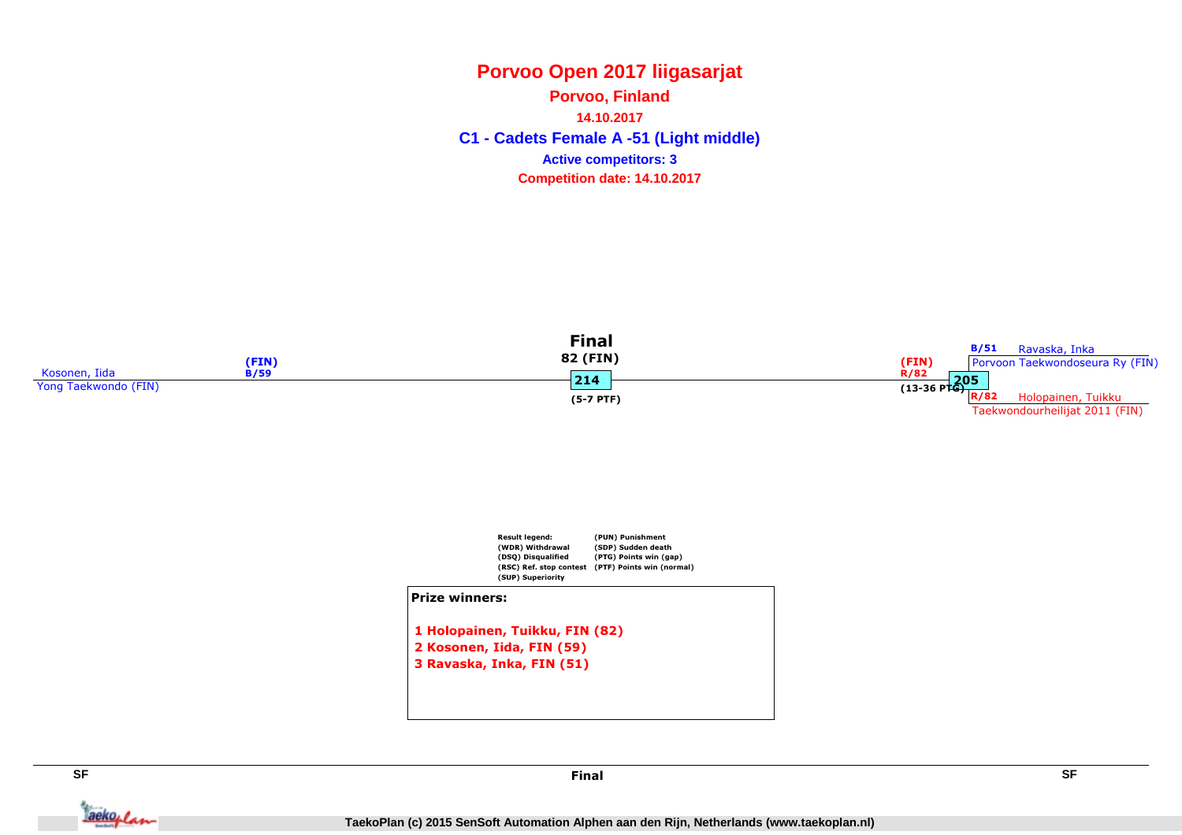# Porvoo Open 2017 liigasarjat

**Porvoo, Finland**

**14.10.2017**

## C1 - Cadets Female A -51 (Light middle)

**Active competitors: 3**

**Competition date: 14.10.2017**

**Final**

82 (FIN)

214

(5-7 PTF)

Kosonen, Iida (FIN) B/59
Yong Taekwondo (FIN)

(FIN) R/82

205

(13-36 PTG)

B/51 Ravaska, Inka
Porvoon Taekwondoseura Ry (FIN)

R/82 Holopainen, Tuikku
Taekwondourheilijat 2011 (FIN)

Result legend:
(WDR) Withdrawal
(DSQ) Disqualified
(RSC) Ref. stop contest
(SUP) Superiority
(PUN) Punishment
(SDP) Sudden death
(PTG) Points win (gap)
(PTF) Points win (normal)

**Prize winners:**

1 Holopainen, Tuikku, FIN (82)
2 Kosonen, Iida, FIN (59)
3 Ravaska, Inka, FIN (51)

SF | Final | SF

TaekoPlan (c) 2015 SenSoft Automation Alphen aan den Rijn, Netherlands (www.taekoplan.nl)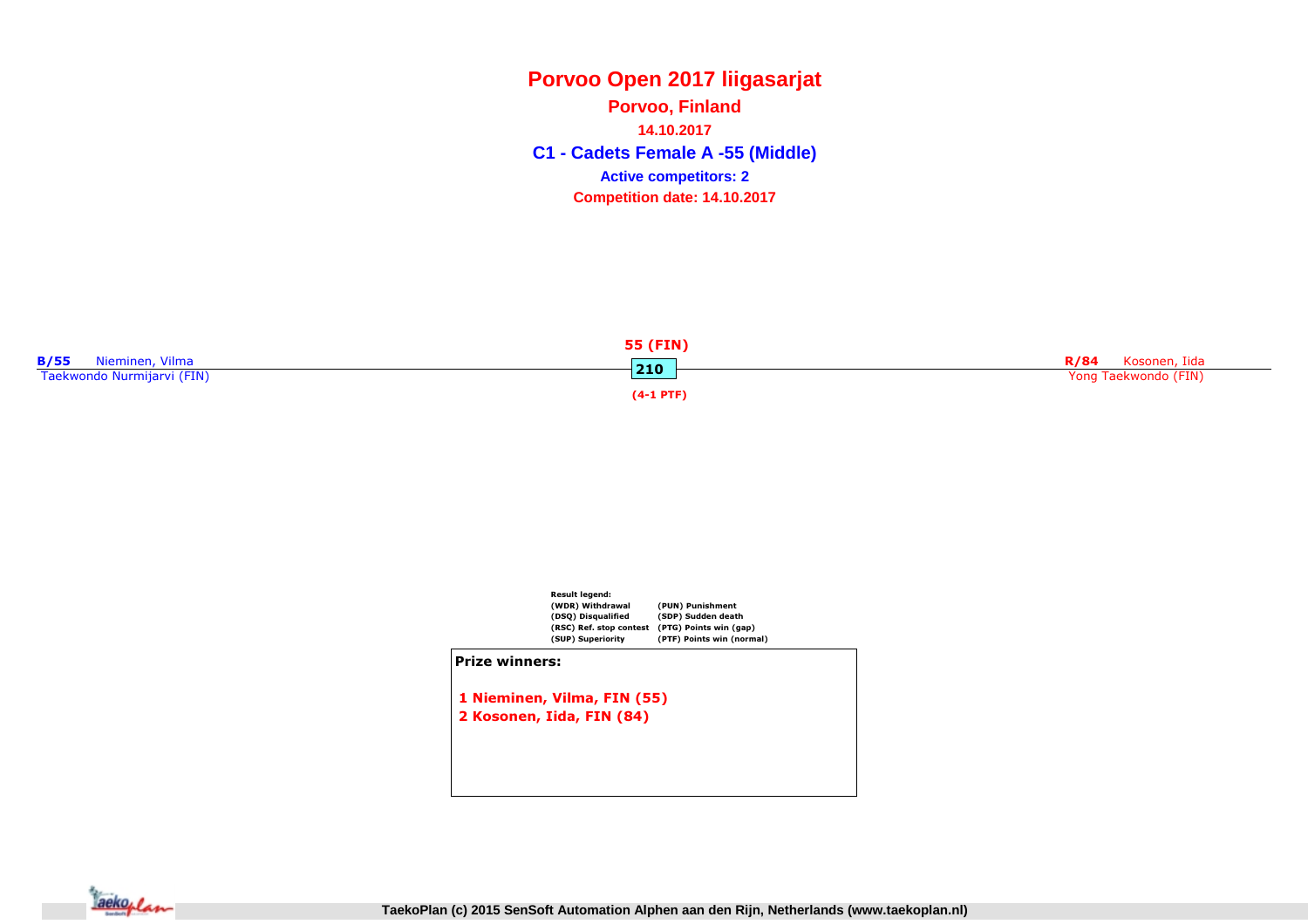# Porvoo Open 2017 liigasarjat

**Porvoo, Finland**

**14.10.2017**

## C1 - Cadets Female A -55 (Middle)

**Active competitors: 2**

**Competition date: 14.10.2017**

**B/55** Nieminen, Vilma
Taekwondo Nurmijarvi (FIN)

**55 (FIN)**

**210**

**(4-1 PTF)**

**R/84** Kosonen, Iida
Yong Taekwondo (FIN)

**Result legend:**

| | |
|---|---|
| (WDR) Withdrawal | (PUN) Punishment |
| (DSQ) Disqualified | (SDP) Sudden death |
| (RSC) Ref. stop contest | (PTG) Points win (gap) |
| (SUP) Superiority | (PTF) Points win (normal) |

**Prize winners:**

1 Nieminen, Vilma, FIN (55)
2 Kosonen, Iida, FIN (84)

TaekoPlan (c) 2015 SenSoft Automation Alphen aan den Rijn, Netherlands (www.taekoplan.nl)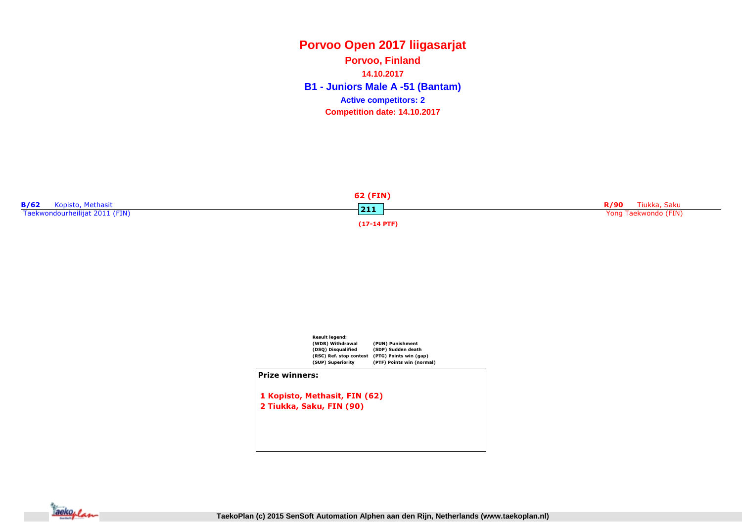# Porvoo Open 2017 liigasarjat

**Porvoo, Finland**

**14.10.2017**

## B1 - Juniors Male A -51 (Bantam)

**Active competitors: 2**

**Competition date: 14.10.2017**

**B/62** Kopisto, Methasit
Taekwondourheilijat 2011 (FIN)

**62 (FIN)**

**211**

**(17-14 PTF)**

**R/90** Tiukka, Saku
Yong Taekwondo (FIN)

**Result legend:**

| | |
|---|---|
| (WDR) Withdrawal | (PUN) Punishment |
| (DSQ) Disqualified | (SDP) Sudden death |
| (RSC) Ref. stop contest | (PTG) Points win (gap) |
| (SUP) Superiority | (PTF) Points win (normal) |

**Prize winners:**

1 Kopisto, Methasit, FIN (62)
2 Tiukka, Saku, FIN (90)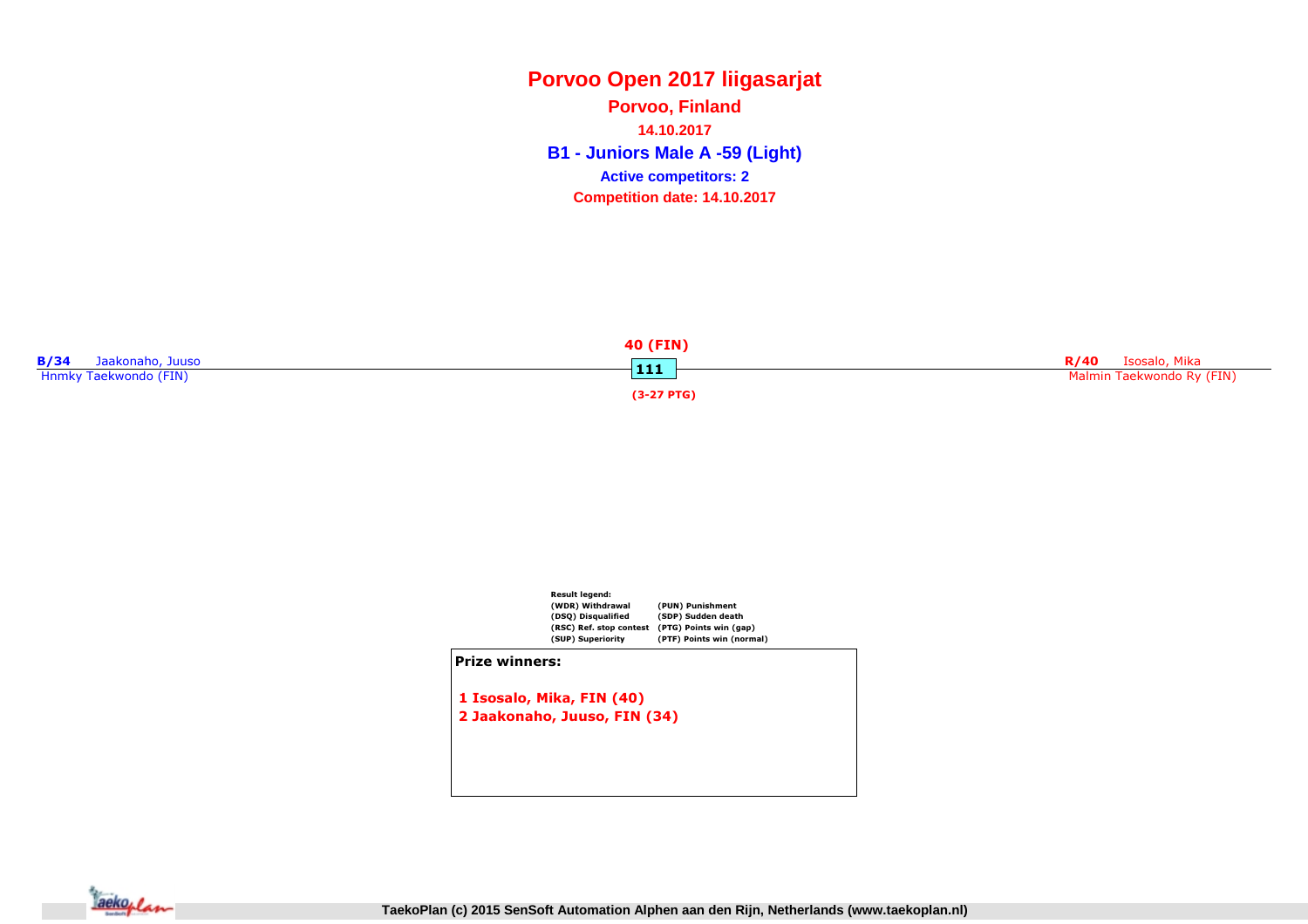# Porvoo Open 2017 liigasarjat

**Porvoo, Finland**

**14.10.2017**

## B1 - Juniors Male A -59 (Light)

**Active competitors: 2**

**Competition date: 14.10.2017**

**B/34** Jaakonaho, Juuso
Hnmky Taekwondo (FIN)

**40 (FIN)**

**111**

**(3-27 PTG)**

**R/40** Isosalo, Mika
Malmin Taekwondo Ry (FIN)

**Result legend:**

| | |
|---|---|
| (WDR) Withdrawal | (PUN) Punishment |
| (DSQ) Disqualified | (SDP) Sudden death |
| (RSC) Ref. stop contest | (PTG) Points win (gap) |
| (SUP) Superiority | (PTF) Points win (normal) |

**Prize winners:**

1 Isosalo, Mika, FIN (40)
2 Jaakonaho, Juuso, FIN (34)

TaekoPlan (c) 2015 SenSoft Automation Alphen aan den Rijn, Netherlands (www.taekoplan.nl)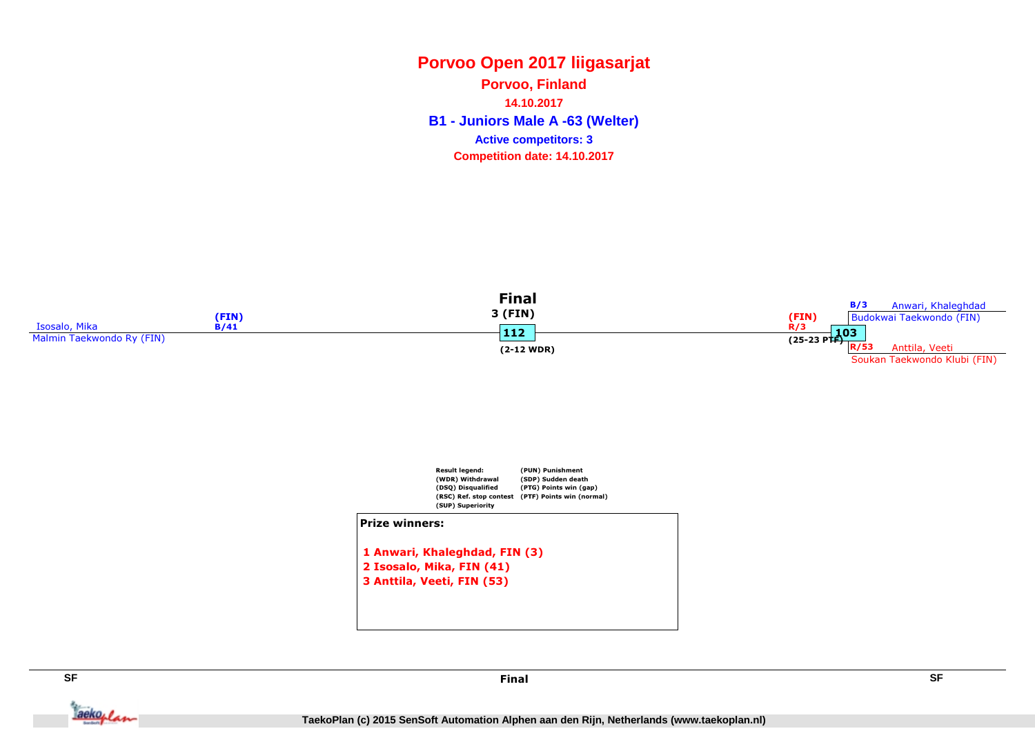# Porvoo Open 2017 liigasarjat

## Porvoo, Finland

### 14.10.2017

### B1 - Juniors Male A -63 (Welter)

**Active competitors: 3**

**Competition date: 14.10.2017**

**Final**

3 (FIN)

112

(2-12 WDR)

Isosalo, Mika (FIN) B/41
Malmin Taekwondo Ry (FIN)

(FIN) R/3
103
(25-23 PTF)

B/3 Anwari, Khaleghdad
Budokwai Taekwondo (FIN)

R/53 Anttila, Veeti
Soukan Taekwondo Klubi (FIN)

Result legend:
(WDR) Withdrawal
(DSQ) Disqualified
(RSC) Ref. stop contest
(SUP) Superiority
(PUN) Punishment
(SDP) Sudden death
(PTG) Points win (gap)
(PTF) Points win (normal)

**Prize winners:**

1. Anwari, Khaleghdad, FIN (3)
2. Isosalo, Mika, FIN (41)
3. Anttila, Veeti, FIN (53)

SF | Final | SF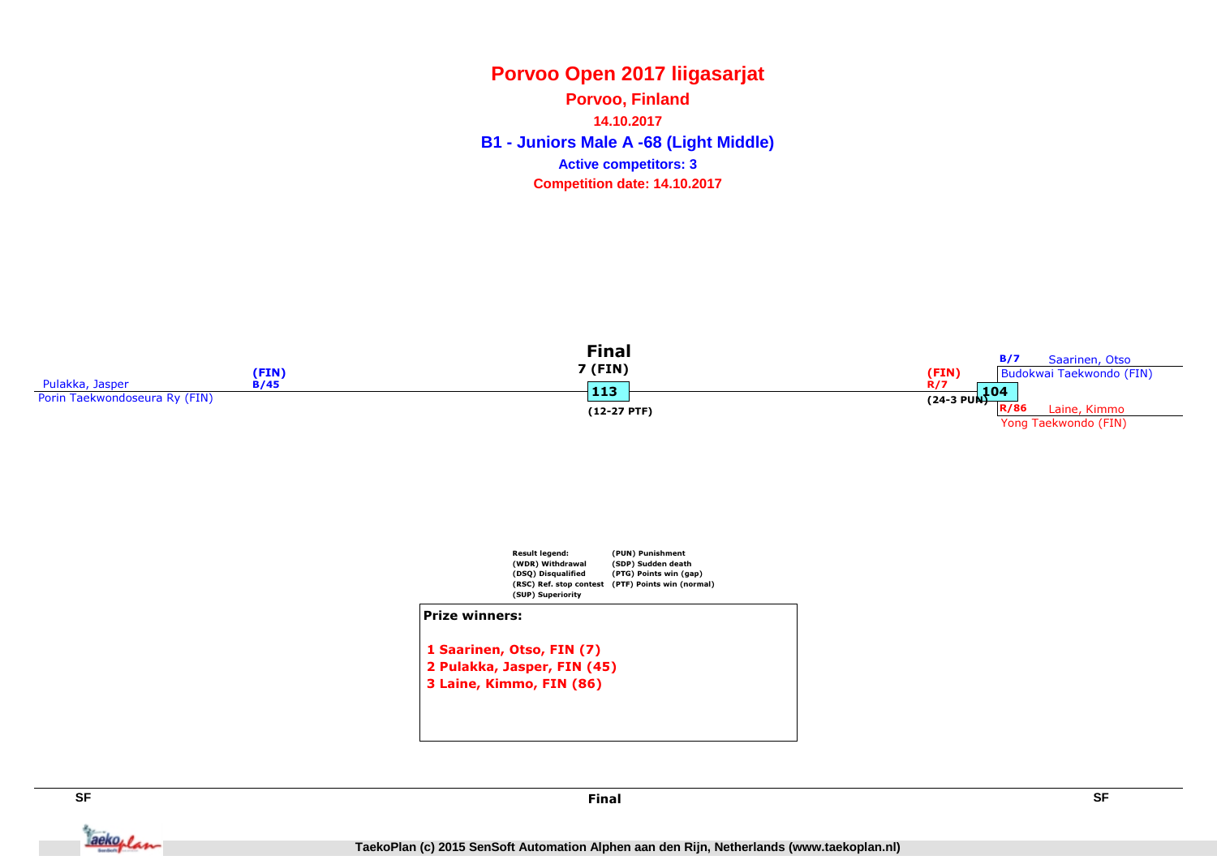# Porvoo Open 2017 liigasarjat

**Porvoo, Finland**

**14.10.2017**

## B1 - Juniors Male A -68 (Light Middle)

**Active competitors: 3**

**Competition date: 14.10.2017**

**Final**

**7 (FIN)**

**113**

**(12-27 PTF)**

Pulakka, Jasper (FIN) B/45
Porin Taekwondoseura Ry (FIN)

(FIN) R/7
(24-3 PUN)

**104**

B/7 Saarinen, Otso
Budokwai Taekwondo (FIN)

R/86 Laine, Kimmo
Yong Taekwondo (FIN)

| Result legend: | (PUN) Punishment |
|---|---|
| (WDR) Withdrawal | (SDP) Sudden death |
| (DSQ) Disqualified | (PTG) Points win (gap) |
| (RSC) Ref. stop contest | (PTF) Points win (normal) |
| (SUP) Superiority | |

**Prize winners:**

1 Saarinen, Otso, FIN (7)
2 Pulakka, Jasper, FIN (45)
3 Laine, Kimmo, FIN (86)

SF | Final | SF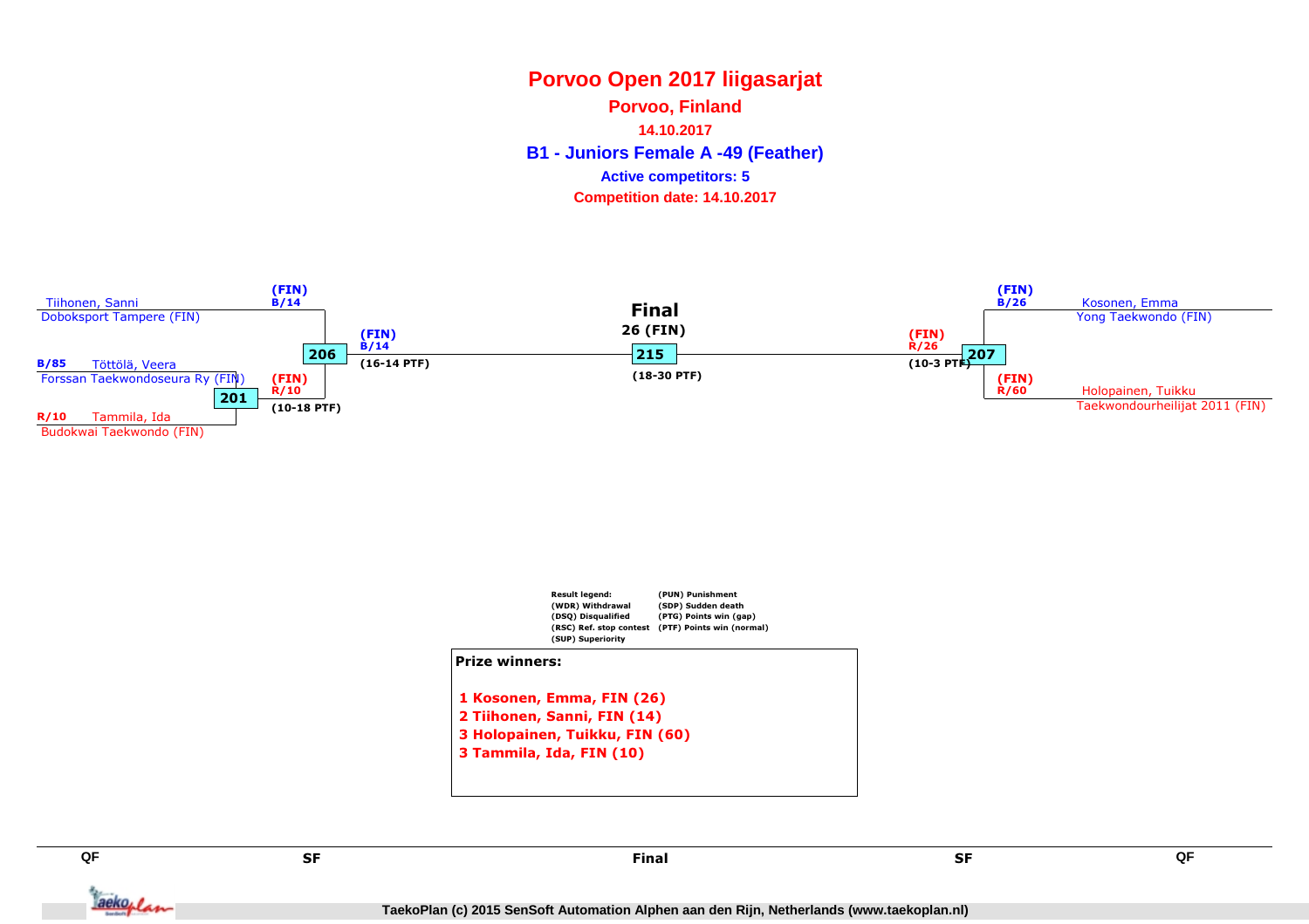# Porvoo Open 2017 liigasarjat

**Porvoo, Finland**

**14.10.2017**

## B1 - Juniors Female A -49 (Feather)

**Active competitors: 5**

**Competition date: 14.10.2017**

Tiihonen, Sanni
Doboksport Tampere (FIN)

(FIN)
B/14

B/85 Töttölä, Veera
Forssan Taekwondoseura Ry (FIN)

206

(FIN)
B/14

(16-14 PTF)

(FIN)
R/10

201

(10-18 PTF)

R/10 Tammila, Ida
Budokwai Taekwondo (FIN)

**Final**

**26 (FIN)**

215

(18-30 PTF)

(FIN)
B/26

Kosonen, Emma
Yong Taekwondo (FIN)

(FIN)
R/26

207

(10-3 PTF)

(FIN)
R/60

Holopainen, Tuikku
Taekwondourheilijat 2011 (FIN)

| Result legend: | (PUN) Punishment |
|---|---|
| (WDR) Withdrawal | (SDP) Sudden death |
| (DSQ) Disqualified | (PTG) Points win (gap) |
| (RSC) Ref. stop contest | (PTF) Points win (normal) |
| (SUP) Superiority | |

**Prize winners:**

1 Kosonen, Emma, FIN (26)
2 Tiihonen, Sanni, FIN (14)
3 Holopainen, Tuikku, FIN (60)
3 Tammila, Ida, FIN (10)

QF SF Final SF QF

TaekoPlan (c) 2015 SenSoft Automation Alphen aan den Rijn, Netherlands (www.taekoplan.nl)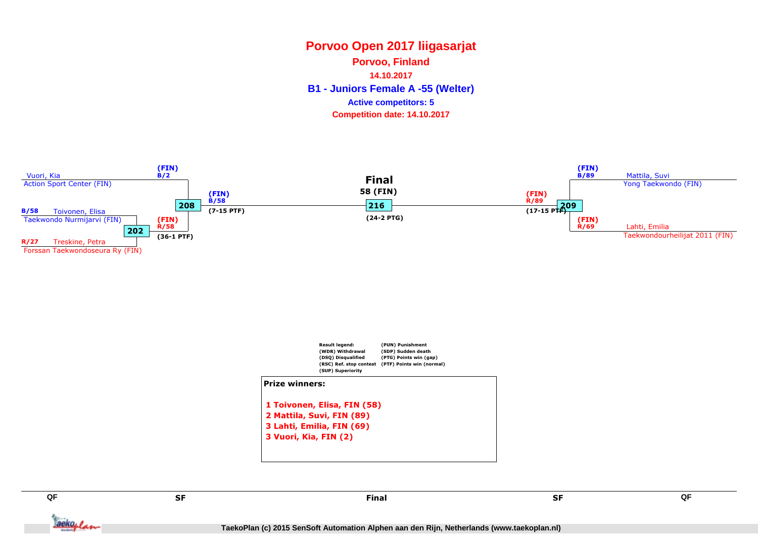# Porvoo Open 2017 liigasarjat

**Porvoo, Finland**

**14.10.2017**

## B1 - Juniors Female A -55 (Welter)

**Active competitors: 5**

**Competition date: 14.10.2017**

Vuori, Kia
Action Sport Center (FIN)
(FIN) B/2

B/58 Toivonen, Elisa
Taekwondo Nurmijarvi (FIN)

202

R/27 Treskine, Petra
Forssan Taekwondoseura Ry (FIN)

(FIN) R/58
(36-1 PTF)

208

(FIN) B/58
(7-15 PTF)

**Final**
58 (FIN)

216

(24-2 PTG)

(FIN) R/89
(17-15 PTF)

209

(FIN) B/89
Mattila, Suvi
Yong Taekwondo (FIN)

(FIN) R/69
Lahti, Emilia
Taekwondourheilijat 2011 (FIN)

Result legend:
(WDR) Withdrawal
(DSQ) Disqualified
(RSC) Ref. stop contest
(SUP) Superiority
(PUN) Punishment
(SDP) Sudden death
(PTG) Points win (gap)
(PTF) Points win (normal)

**Prize winners:**

1 Toivonen, Elisa, FIN (58)
2 Mattila, Suvi, FIN (89)
3 Lahti, Emilia, FIN (69)
3 Vuori, Kia, FIN (2)

QF | SF | Final | SF | QF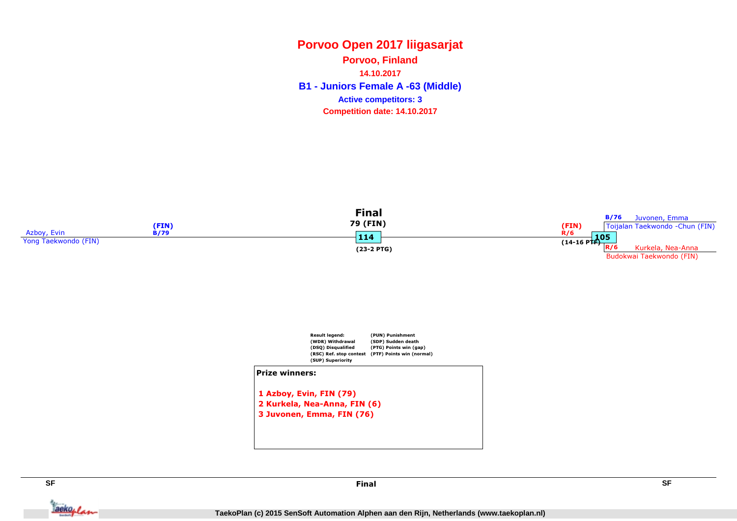# Porvoo Open 2017 liigasarjat

## Porvoo, Finland

**14.10.2017**

## B1 - Juniors Female A -63 (Middle)

**Active competitors: 3**

**Competition date: 14.10.2017**

**Final**

Azboy, Evin (FIN) B/79
Yong Taekwondo (FIN)

**79 (FIN)**
114
(23-2 PTG)

(FIN) R/6
(14-16 PTF)
105

B/76 Juvonen, Emma
Toijalan Taekwondo -Chun (FIN)

R/6 Kurkela, Nea-Anna
Budokwai Taekwondo (FIN)

**Result legend:**

- (WDR) Withdrawal
- (DSQ) Disqualified
- (RSC) Ref. stop contest
- (SUP) Superiority
- (PUN) Punishment
- (SDP) Sudden death
- (PTG) Points win (gap)
- (PTF) Points win (normal)

**Prize winners:**

1 Azboy, Evin, FIN (79)
2 Kurkela, Nea-Anna, FIN (6)
3 Juvonen, Emma, FIN (76)

SF | Final | SF

TaekoPlan (c) 2015 SenSoft Automation Alphen aan den Rijn, Netherlands (www.taekoplan.nl)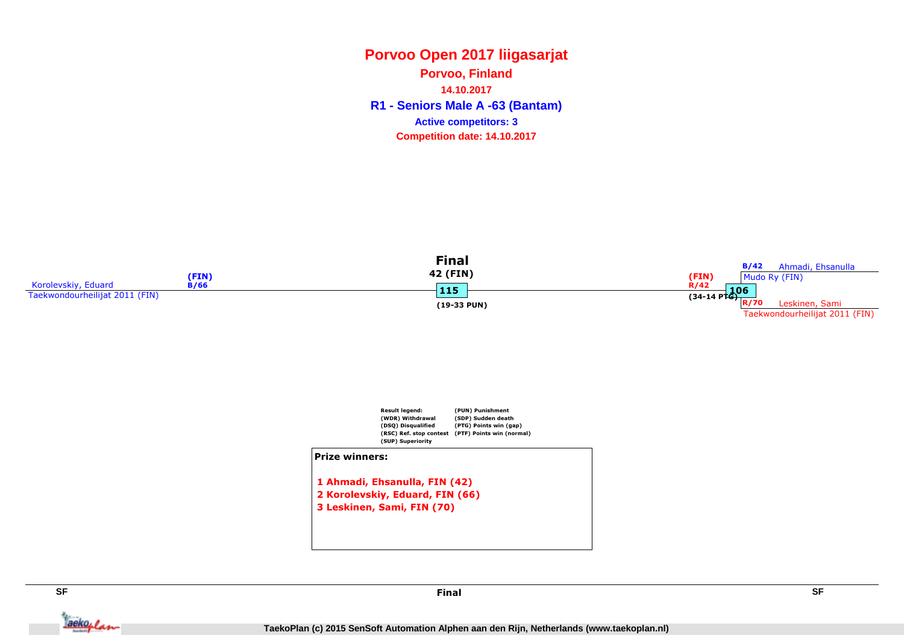# Porvoo Open 2017 liigasarjat

## Porvoo, Finland

### 14.10.2017

### R1 - Seniors Male A -63 (Bantam)

**Active competitors: 3**

**Competition date: 14.10.2017**

**Final**

**42 (FIN)**

**115**

**(19-33 PUN)**

Korolevskiy, Eduard (FIN) B/66
Taekwondourheilijat 2011 (FIN)

(FIN) R/42
**106**
(34-14 PTG)

B/42 Ahmadi, Ehsanulla
Mudo Ry (FIN)

R/70 Leskinen, Sami
Taekwondourheilijat 2011 (FIN)

| Result legend: | (PUN) Punishment |
| --- | --- |
| (WDR) Withdrawal | (SDP) Sudden death |
| (DSQ) Disqualified | (PTG) Points win (gap) |
| (RSC) Ref. stop contest | (PTF) Points win (normal) |
| (SUP) Superiority | |

**Prize winners:**

1. Ahmadi, Ehsanulla, FIN (42)
2. Korolevskiy, Eduard, FIN (66)
3. Leskinen, Sami, FIN (70)

SF | Final | SF

TaekoPlan (c) 2015 SenSoft Automation Alphen aan den Rijn, Netherlands (www.taekoplan.nl)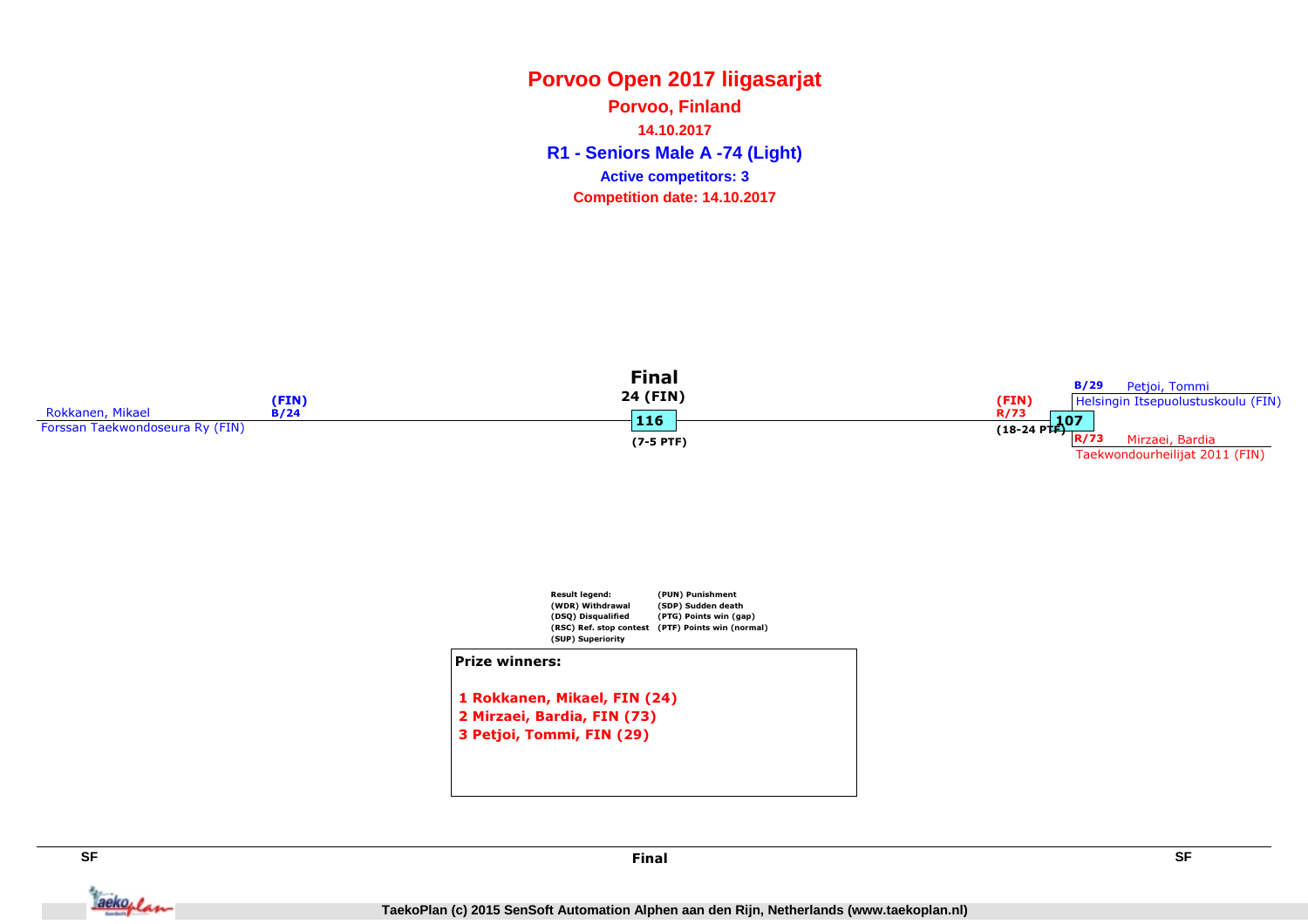# Porvoo Open 2017 liigasarjat

**Porvoo, Finland**

**14.10.2017**

## R1 - Seniors Male A -74 (Light)

**Active competitors: 3**

**Competition date: 14.10.2017**

### Final

Rokkanen, Mikael (FIN) B/24
Forssan Taekwondoseura Ry (FIN)

**24 (FIN)**

**116**

(7-5 PTF)

(FIN) R/73

(18-24 PTF)

**107**

B/29 Petjoi, Tommi
Helsingin Itsepuolustuskoulu (FIN)

R/73 Mirzaei, Bardia
Taekwondourheilijat 2011 (FIN)

**Result legend:**

| | |
|---|---|
| (WDR) Withdrawal | (PUN) Punishment |
| (DSQ) Disqualified | (SDP) Sudden death |
| (RSC) Ref. stop contest | (PTG) Points win (gap) |
| (SUP) Superiority | (PTF) Points win (normal) |

**Prize winners:**

1. Rokkanen, Mikael, FIN (24)
2. Mirzaei, Bardia, FIN (73)
3. Petjoi, Tommi, FIN (29)

SF | Final | SF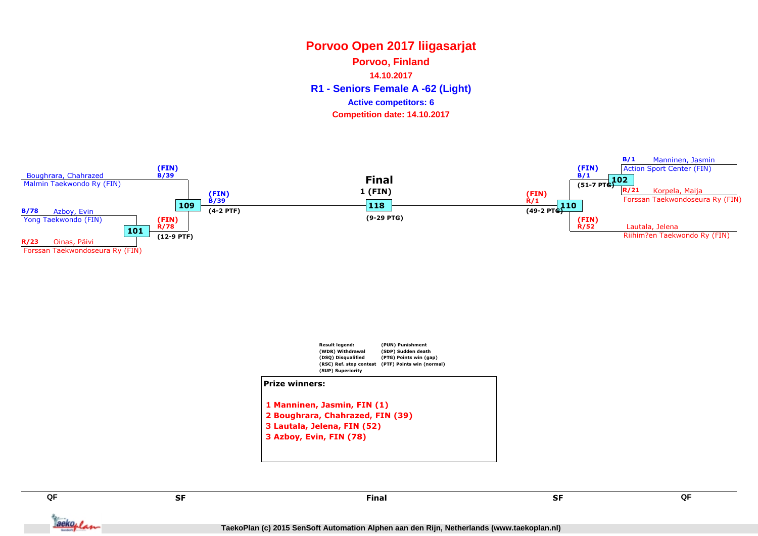# Porvoo Open 2017 liigasarjat

## Porvoo, Finland

**14.10.2017**

## R1 - Seniors Female A -62 (Light)

**Active competitors: 6**

**Competition date: 14.10.2017**

### Bracket

**Left side**

- Boughrara, Chahrazed — Malmin Taekwondo Ry (FIN)
- B/78 Azboy, Evin — Yong Taekwondo (FIN)
- R/23 Oinas, Päivi — Forssan Taekwondoseura Ry (FIN)

Match 101: (FIN) R/78 — (12-9 PTF)

Match 109: (FIN) B/39 vs (FIN) R/78 — (FIN) B/39 (4-2 PTF)

**Final**

1 (FIN)

Match 118: (9-29 PTG)

**Right side**

- B/1 Manninen, Jasmin — Action Sport Center (FIN)
- R/21 Korpela, Maija — Forssan Taekwondoseura Ry (FIN)
- Lautala, Jelena — Riihim?en Taekwondo Ry (FIN)

Match 102: (FIN) B/1 — (51-7 PTG)

Match 110: (FIN) B/1 vs (FIN) R/52 — (FIN) R/1 (49-2 PTG)

QF | SF | Final | SF | QF

**Result legend:**

- (WDR) Withdrawal
- (DSQ) Disqualified
- (RSC) Ref. stop contest
- (SUP) Superiority
- (PUN) Punishment
- (SDP) Sudden death
- (PTG) Points win (gap)
- (PTF) Points win (normal)

**Prize winners:**

1 Manninen, Jasmin, FIN (1)
2 Boughrara, Chahrazed, FIN (39)
3 Lautala, Jelena, FIN (52)
3 Azboy, Evin, FIN (78)

TaekoPlan (c) 2015 SenSoft Automation Alphen aan den Rijn, Netherlands (www.taekoplan.nl)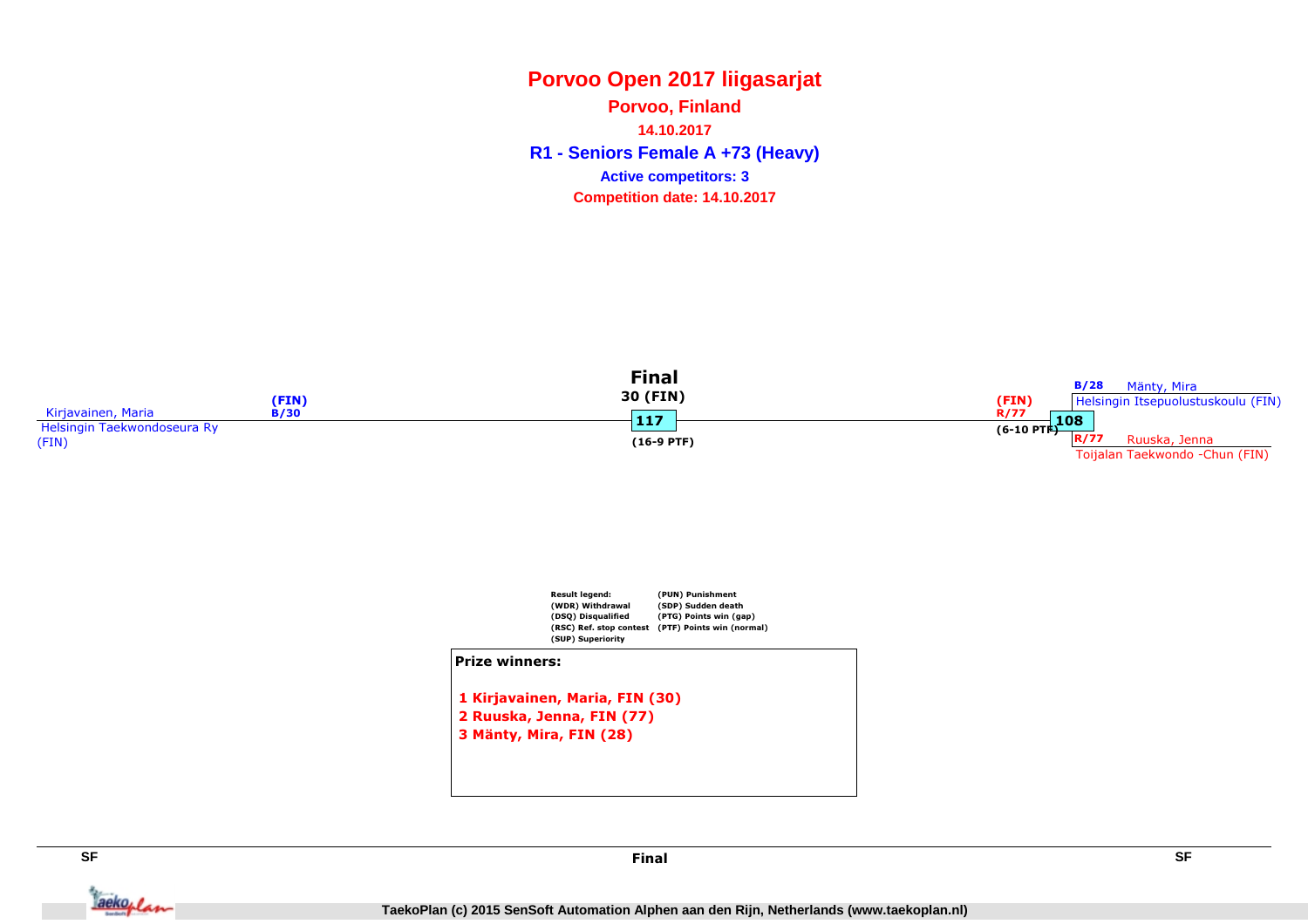# Porvoo Open 2017 liigasarjat

**Porvoo, Finland**

**14.10.2017**

**R1 - Seniors Female A +73 (Heavy)**

**Active competitors: 3**

**Competition date: 14.10.2017**

**Final**

30 (FIN)

117

(16-9 PTF)

Kirjavainen, Maria
Helsingin Taekwondoseura Ry
(FIN)

(FIN)
B/30

(FIN)
R/77

108

(6-10 PTF)

B/28 Mänty, Mira
Helsingin Itsepuolustuskoulu (FIN)

R/77 Ruuska, Jenna
Toijalan Taekwondo -Chun (FIN)

Result legend:
(WDR) Withdrawal
(DSQ) Disqualified
(RSC) Ref. stop contest
(SUP) Superiority
(PUN) Punishment
(SDP) Sudden death
(PTG) Points win (gap)
(PTF) Points win (normal)

**Prize winners:**

1 Kirjavainen, Maria, FIN (30)
2 Ruuska, Jenna, FIN (77)
3 Mänty, Mira, FIN (28)

SF | Final | SF

TaekoPlan (c) 2015 SenSoft Automation Alphen aan den Rijn, Netherlands (www.taekoplan.nl)